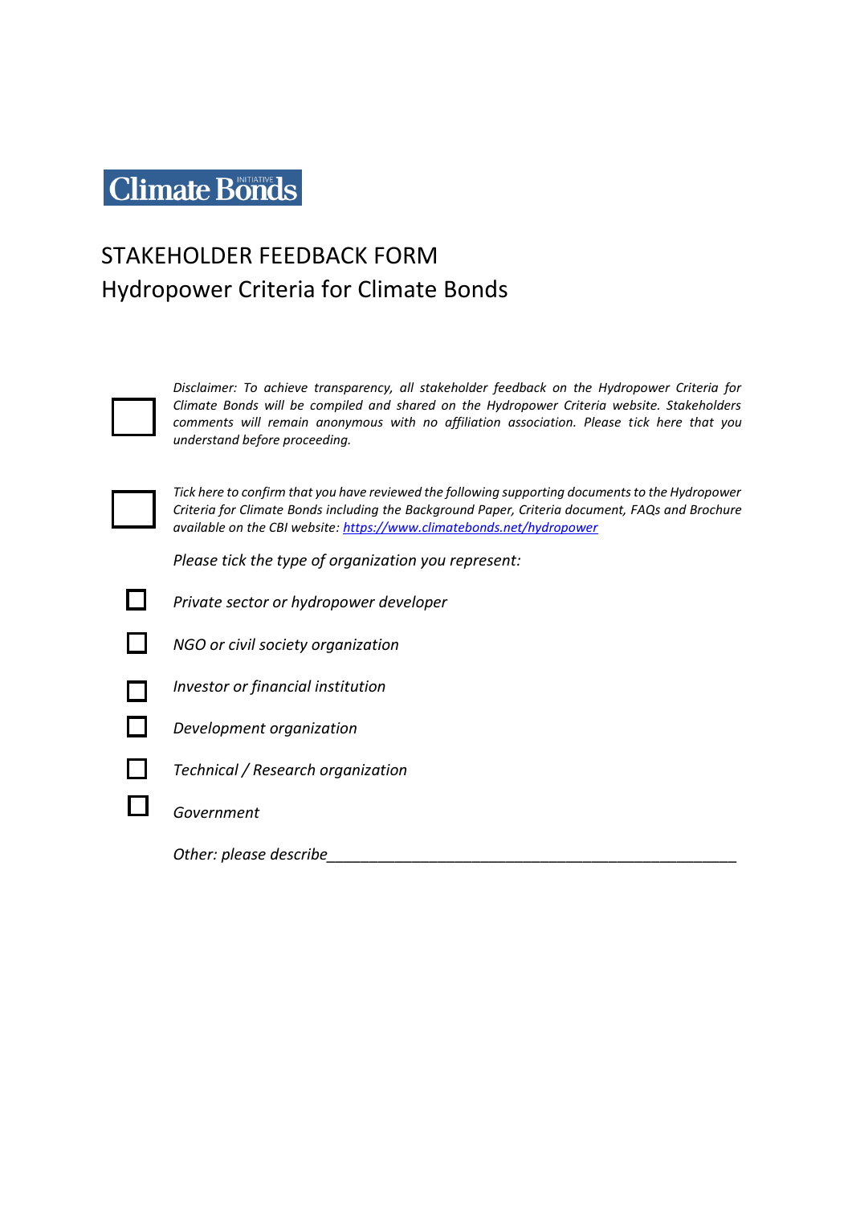Climate Bonds INITIATIVE

# STAKEHOLDER FEEDBACK FORM

## Hydropower Criteria for Climate Bonds

☐ *Disclaimer: To achieve transparency, all stakeholder feedback on the Hydropower Criteria for Climate Bonds will be compiled and shared on the Hydropower Criteria website. Stakeholders comments will remain anonymous with no affiliation association. Please tick here that you understand before proceeding.*

☐ *Tick here to confirm that you have reviewed the following supporting documents to the Hydropower Criteria for Climate Bonds including the Background Paper, Criteria document, FAQs and Brochure available on the CBI website: [https://www.climatebonds.net/hydropower](https://www.climatebonds.net/hydropower)*

*Please tick the type of organization you represent:*

- ☐ *Private sector or hydropower developer*
- ☐ *NGO or civil society organization*
- ☐ *Investor or financial institution*
- ☐ *Development organization*
- ☐ *Technical / Research organization*
- ☐ *Government*

*Other: please describe*__________________________________________________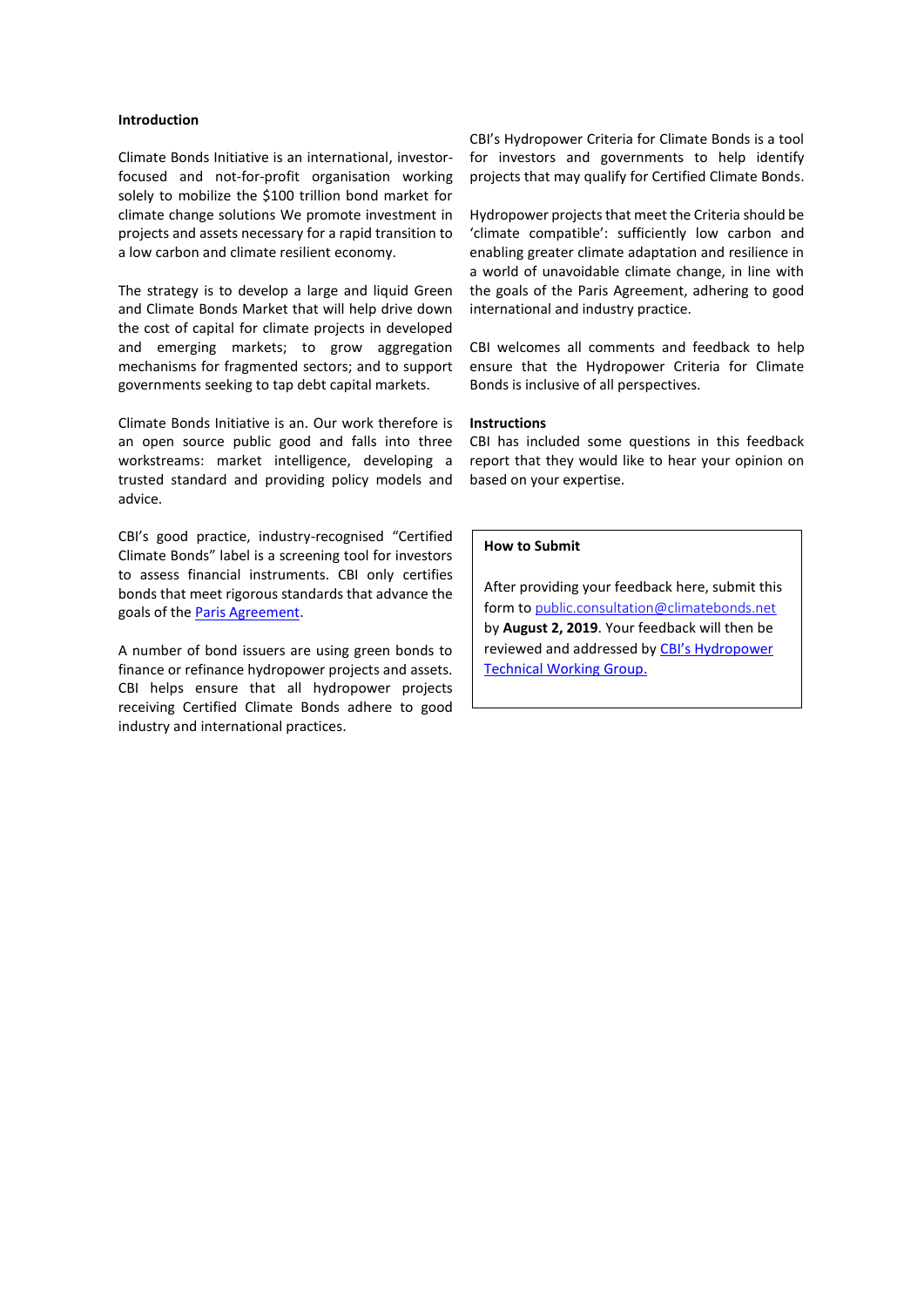## Introduction

Climate Bonds Initiative is an international, investor-focused and not-for-profit organisation working solely to mobilize the $100 trillion bond market for climate change solutions We promote investment in projects and assets necessary for a rapid transition to a low carbon and climate resilient economy.

The strategy is to develop a large and liquid Green and Climate Bonds Market that will help drive down the cost of capital for climate projects in developed and emerging markets; to grow aggregation mechanisms for fragmented sectors; and to support governments seeking to tap debt capital markets.

Climate Bonds Initiative is an. Our work therefore is an open source public good and falls into three workstreams: market intelligence, developing a trusted standard and providing policy models and advice.

CBI's good practice, industry-recognised "Certified Climate Bonds" label is a screening tool for investors to assess financial instruments. CBI only certifies bonds that meet rigorous standards that advance the goals of the Paris Agreement.

A number of bond issuers are using green bonds to finance or refinance hydropower projects and assets. CBI helps ensure that all hydropower projects receiving Certified Climate Bonds adhere to good industry and international practices.

CBI's Hydropower Criteria for Climate Bonds is a tool for investors and governments to help identify projects that may qualify for Certified Climate Bonds.

Hydropower projects that meet the Criteria should be 'climate compatible': sufficiently low carbon and enabling greater climate adaptation and resilience in a world of unavoidable climate change, in line with the goals of the Paris Agreement, adhering to good international and industry practice.

CBI welcomes all comments and feedback to help ensure that the Hydropower Criteria for Climate Bonds is inclusive of all perspectives.

**Instructions**

CBI has included some questions in this feedback report that they would like to hear your opinion on based on your expertise.

**How to Submit**

After providing your feedback here, submit this form to public.consultation@climatebonds.net by **August 2, 2019**. Your feedback will then be reviewed and addressed by CBI's Hydropower Technical Working Group.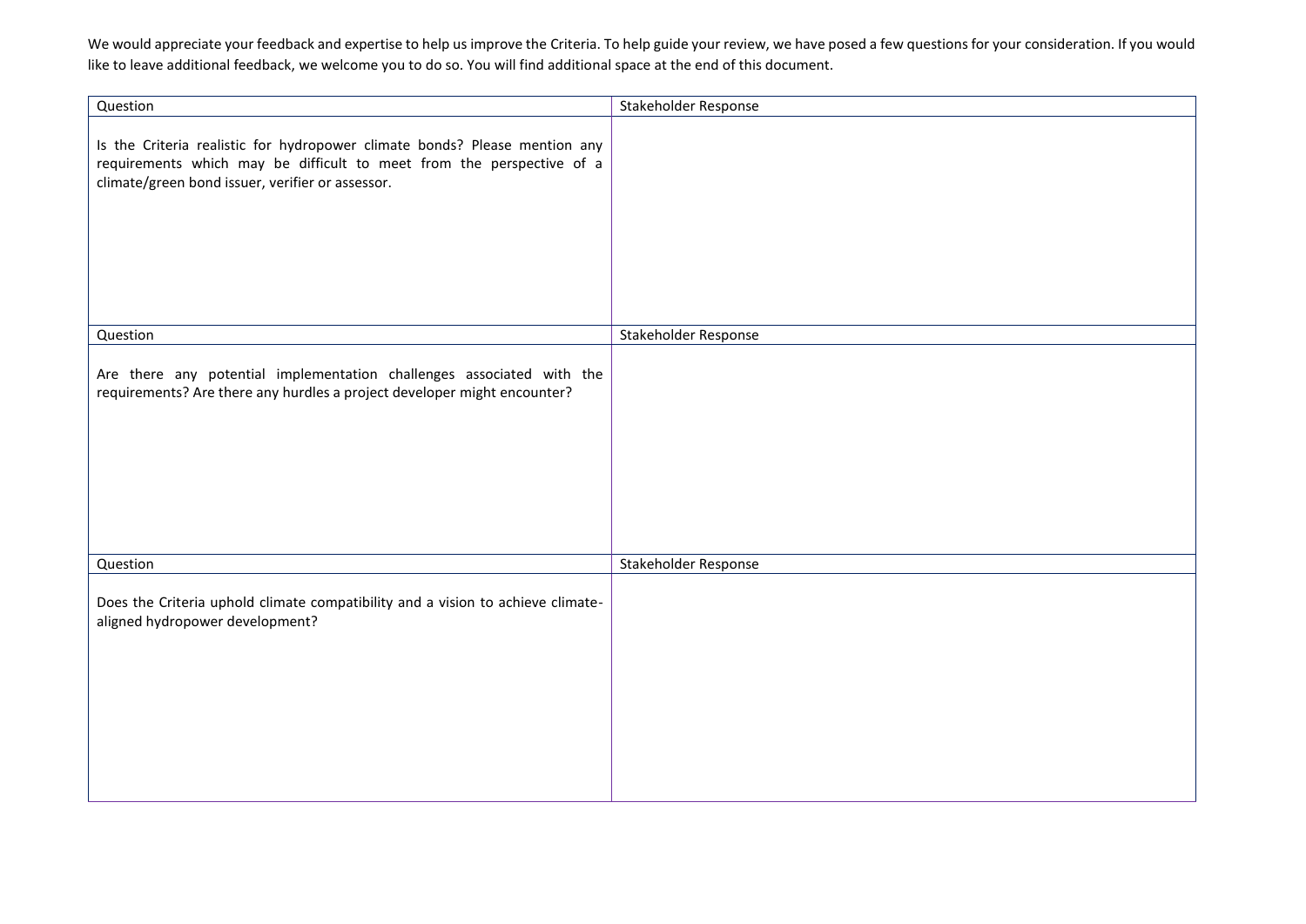We would appreciate your feedback and expertise to help us improve the Criteria. To help guide your review, we have posed a few questions for your consideration. If you would like to leave additional feedback, we welcome you to do so. You will find additional space at the end of this document.

| Question | Stakeholder Response |
|---|---|
| Is the Criteria realistic for hydropower climate bonds? Please mention any requirements which may be difficult to meet from the perspective of a climate/green bond issuer, verifier or assessor. | |

| Question | Stakeholder Response |
|---|---|
| Are there any potential implementation challenges associated with the requirements? Are there any hurdles a project developer might encounter? | |

| Question | Stakeholder Response |
|---|---|
| Does the Criteria uphold climate compatibility and a vision to achieve climate-aligned hydropower development? | |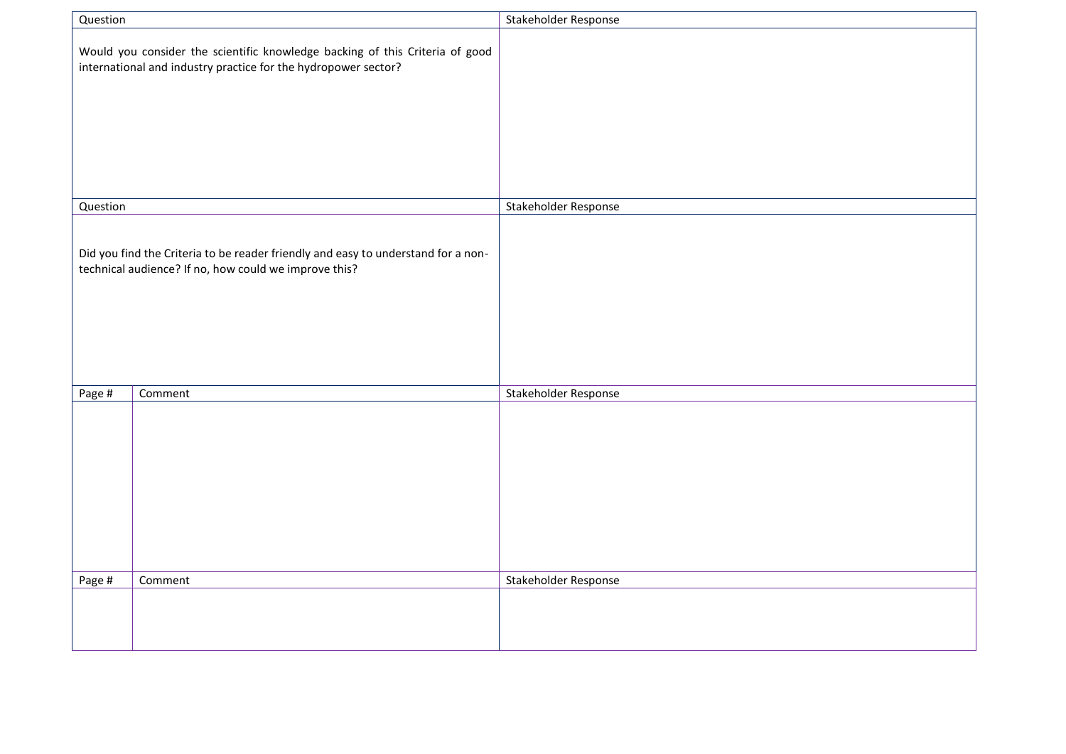| Question | Stakeholder Response |
| --- | --- |
| Would you consider the scientific knowledge backing of this Criteria of good international and industry practice for the hydropower sector? | |

| Question | Stakeholder Response |
| --- | --- |
| Did you find the Criteria to be reader friendly and easy to understand for a non-technical audience? If no, how could we improve this? | |

| Page # | Comment | Stakeholder Response |
| --- | --- | --- |
| | | |

| Page # | Comment | Stakeholder Response |
| --- | --- | --- |
| | | |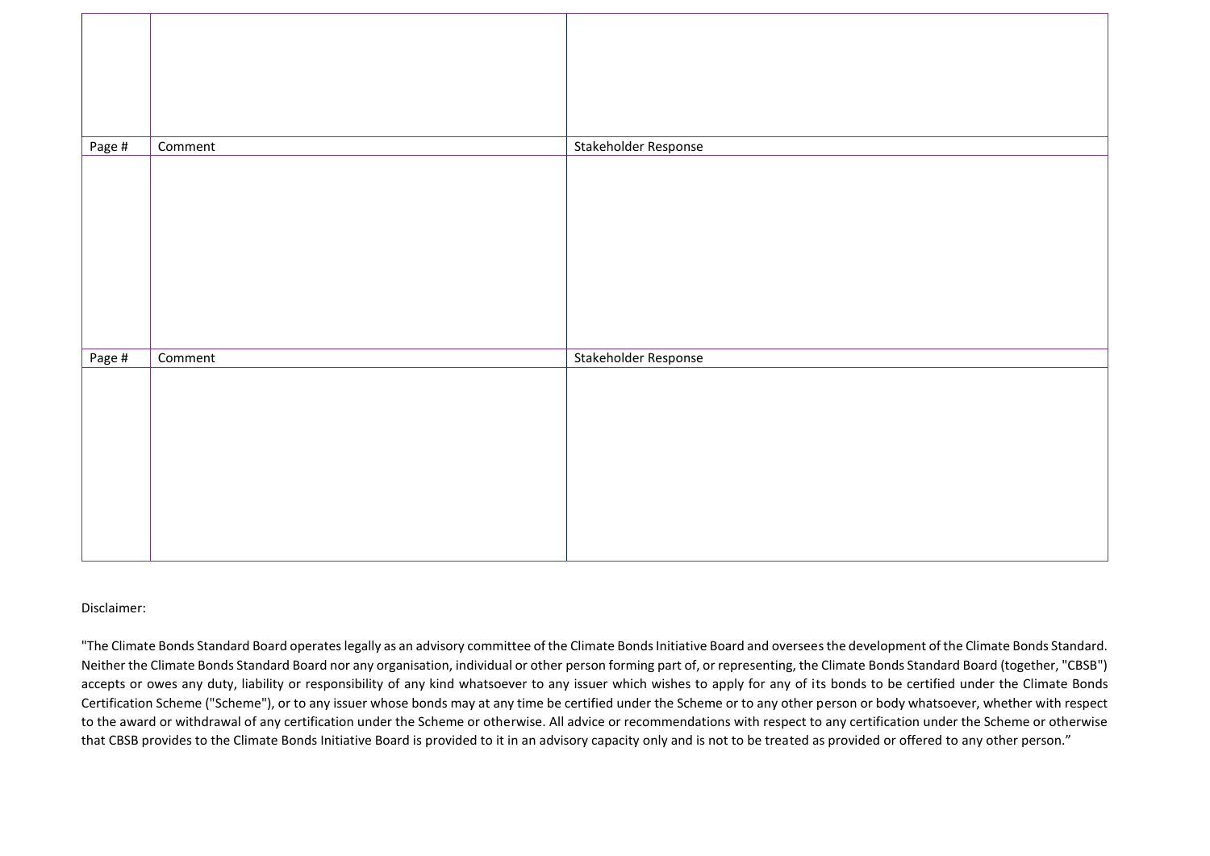| | | |
|---|---|---|
| | | |
| Page # | Comment | Stakeholder Response |
| | | |
| Page # | Comment | Stakeholder Response |
| | | |

Disclaimer:

"The Climate Bonds Standard Board operates legally as an advisory committee of the Climate Bonds Initiative Board and oversees the development of the Climate Bonds Standard. Neither the Climate Bonds Standard Board nor any organisation, individual or other person forming part of, or representing, the Climate Bonds Standard Board (together, "CBSB") accepts or owes any duty, liability or responsibility of any kind whatsoever to any issuer which wishes to apply for any of its bonds to be certified under the Climate Bonds Certification Scheme ("Scheme"), or to any issuer whose bonds may at any time be certified under the Scheme or to any other person or body whatsoever, whether with respect to the award or withdrawal of any certification under the Scheme or otherwise. All advice or recommendations with respect to any certification under the Scheme or otherwise that CBSB provides to the Climate Bonds Initiative Board is provided to it in an advisory capacity only and is not to be treated as provided or offered to any other person."